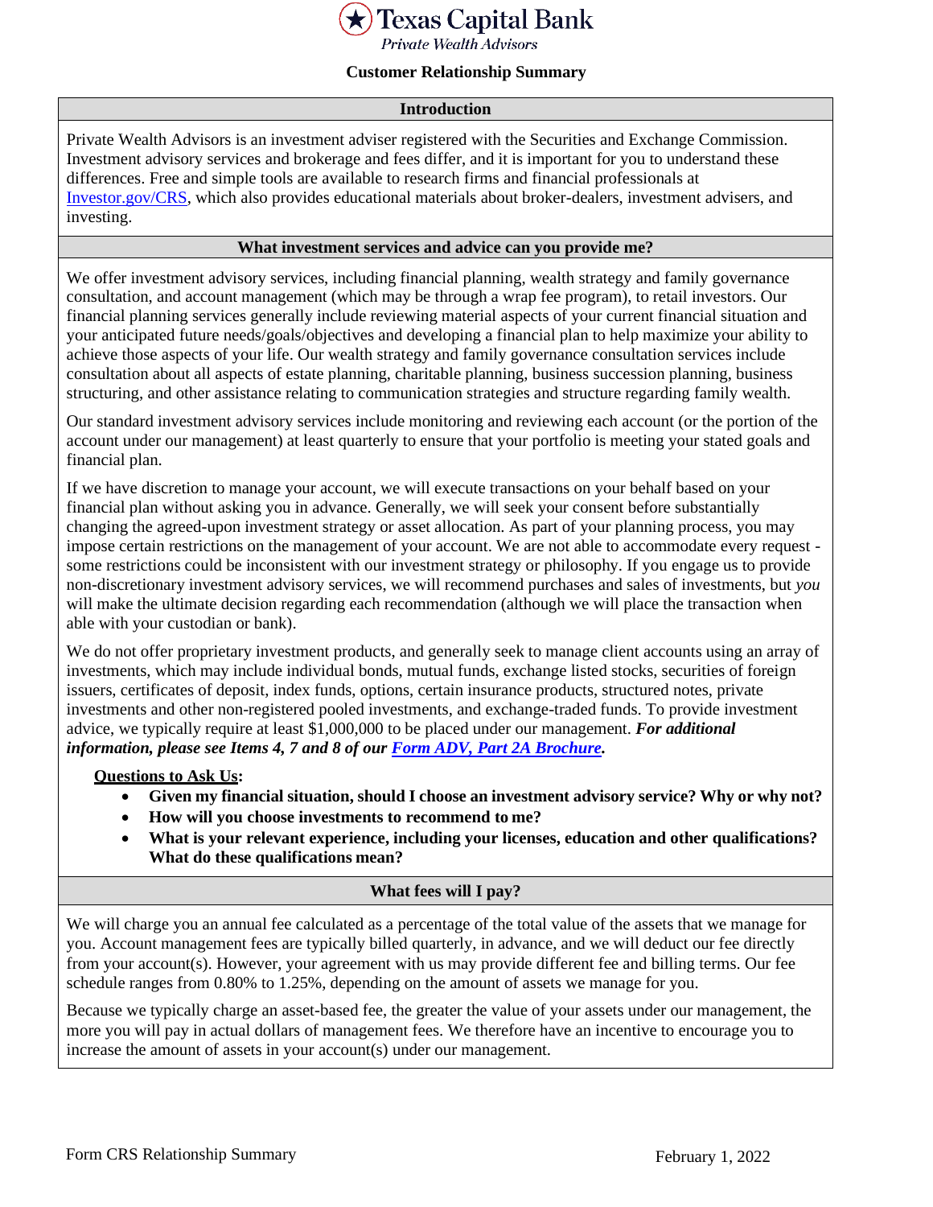**Texas Capital Bank**
*Private Wealth Advisors*

# Customer Relationship Summary

## Introduction

Private Wealth Advisors is an investment adviser registered with the Securities and Exchange Commission. Investment advisory services and brokerage and fees differ, and it is important for you to understand these differences. Free and simple tools are available to research firms and financial professionals at [Investor.gov/CRS](Investor.gov/CRS), which also provides educational materials about broker-dealers, investment advisers, and investing.

## What investment services and advice can you provide me?

We offer investment advisory services, including financial planning, wealth strategy and family governance consultation, and account management (which may be through a wrap fee program), to retail investors. Our financial planning services generally include reviewing material aspects of your current financial situation and your anticipated future needs/goals/objectives and developing a financial plan to help maximize your ability to achieve those aspects of your life. Our wealth strategy and family governance consultation services include consultation about all aspects of estate planning, charitable planning, business succession planning, business structuring, and other assistance relating to communication strategies and structure regarding family wealth.

Our standard investment advisory services include monitoring and reviewing each account (or the portion of the account under our management) at least quarterly to ensure that your portfolio is meeting your stated goals and financial plan.

If we have discretion to manage your account, we will execute transactions on your behalf based on your financial plan without asking you in advance. Generally, we will seek your consent before substantially changing the agreed-upon investment strategy or asset allocation. As part of your planning process, you may impose certain restrictions on the management of your account. We are not able to accommodate every request - some restrictions could be inconsistent with our investment strategy or philosophy. If you engage us to provide non-discretionary investment advisory services, we will recommend purchases and sales of investments, but *you* will make the ultimate decision regarding each recommendation (although we will place the transaction when able with your custodian or bank).

We do not offer proprietary investment products, and generally seek to manage client accounts using an array of investments, which may include individual bonds, mutual funds, exchange listed stocks, securities of foreign issuers, certificates of deposit, index funds, options, certain insurance products, structured notes, private investments and other non-registered pooled investments, and exchange-traded funds. To provide investment advice, we typically require at least $1,000,000 to be placed under our management. ***For additional information, please see Items 4, 7 and 8 of our [Form ADV, Part 2A Brochure](Form ADV, Part 2A Brochure).***

**Questions to Ask Us:**

- **Given my financial situation, should I choose an investment advisory service? Why or why not?**
- **How will you choose investments to recommend to me?**
- **What is your relevant experience, including your licenses, education and other qualifications? What do these qualifications mean?**

## What fees will I pay?

We will charge you an annual fee calculated as a percentage of the total value of the assets that we manage for you. Account management fees are typically billed quarterly, in advance, and we will deduct our fee directly from your account(s). However, your agreement with us may provide different fee and billing terms. Our fee schedule ranges from 0.80% to 1.25%, depending on the amount of assets we manage for you.

Because we typically charge an asset-based fee, the greater the value of your assets under our management, the more you will pay in actual dollars of management fees. We therefore have an incentive to encourage you to increase the amount of assets in your account(s) under our management.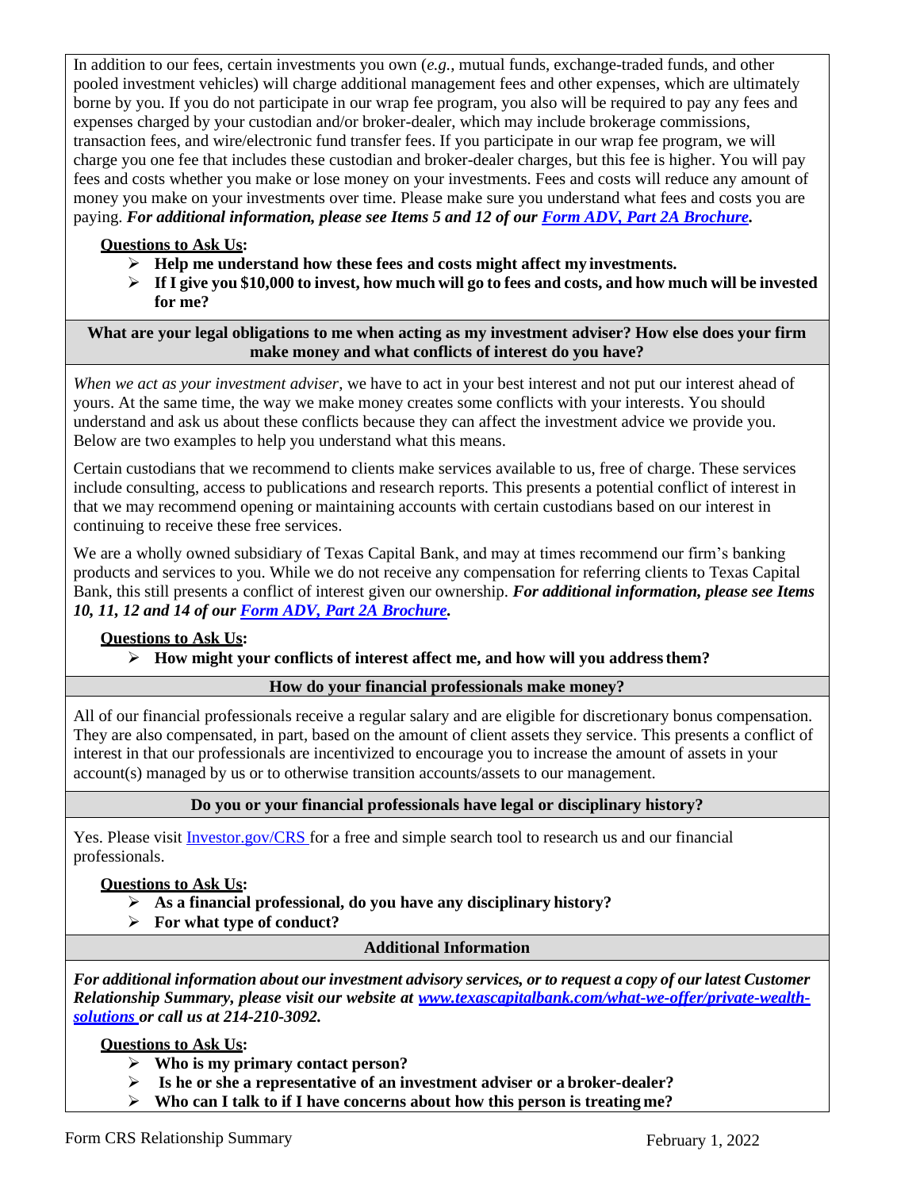In addition to our fees, certain investments you own (*e.g.*, mutual funds, exchange-traded funds, and other pooled investment vehicles) will charge additional management fees and other expenses, which are ultimately borne by you. If you do not participate in our wrap fee program, you also will be required to pay any fees and expenses charged by your custodian and/or broker-dealer, which may include brokerage commissions, transaction fees, and wire/electronic fund transfer fees. If you participate in our wrap fee program, we will charge you one fee that includes these custodian and broker-dealer charges, but this fee is higher. You will pay fees and costs whether you make or lose money on your investments. Fees and costs will reduce any amount of money you make on your investments over time. Please make sure you understand what fees and costs you are paying. ***For additional information, please see Items 5 and 12 of our [Form ADV, Part 2A Brochure](#).***

**Questions to Ask Us:**

- **Help me understand how these fees and costs might affect my investments.**
- **If I give you $10,000 to invest, how much will go to fees and costs, and how much will be invested for me?**

## What are your legal obligations to me when acting as my investment adviser? How else does your firm make money and what conflicts of interest do you have?

*When we act as your investment adviser*, we have to act in your best interest and not put our interest ahead of yours. At the same time, the way we make money creates some conflicts with your interests. You should understand and ask us about these conflicts because they can affect the investment advice we provide you. Below are two examples to help you understand what this means.

Certain custodians that we recommend to clients make services available to us, free of charge. These services include consulting, access to publications and research reports. This presents a potential conflict of interest in that we may recommend opening or maintaining accounts with certain custodians based on our interest in continuing to receive these free services.

We are a wholly owned subsidiary of Texas Capital Bank, and may at times recommend our firm's banking products and services to you. While we do not receive any compensation for referring clients to Texas Capital Bank, this still presents a conflict of interest given our ownership. ***For additional information, please see Items 10, 11, 12 and 14 of our [Form ADV, Part 2A Brochure](#).***

**Questions to Ask Us:**

- **How might your conflicts of interest affect me, and how will you address them?**

## How do your financial professionals make money?

All of our financial professionals receive a regular salary and are eligible for discretionary bonus compensation. They are also compensated, in part, based on the amount of client assets they service. This presents a conflict of interest in that our professionals are incentivized to encourage you to increase the amount of assets in your account(s) managed by us or to otherwise transition accounts/assets to our management.

## Do you or your financial professionals have legal or disciplinary history?

Yes. Please visit [Investor.gov/CRS](#) for a free and simple search tool to research us and our financial professionals.

**Questions to Ask Us:**

- **As a financial professional, do you have any disciplinary history?**
- **For what type of conduct?**

## Additional Information

***For additional information about our investment advisory services, or to request a copy of our latest Customer Relationship Summary, please visit our website at [www.texascapitalbank.com/what-we-offer/private-wealth-solutions](#) or call us at 214-210-3092.***

**Questions to Ask Us:**

- **Who is my primary contact person?**
- **Is he or she a representative of an investment adviser or a broker-dealer?**
- **Who can I talk to if I have concerns about how this person is treating me?**